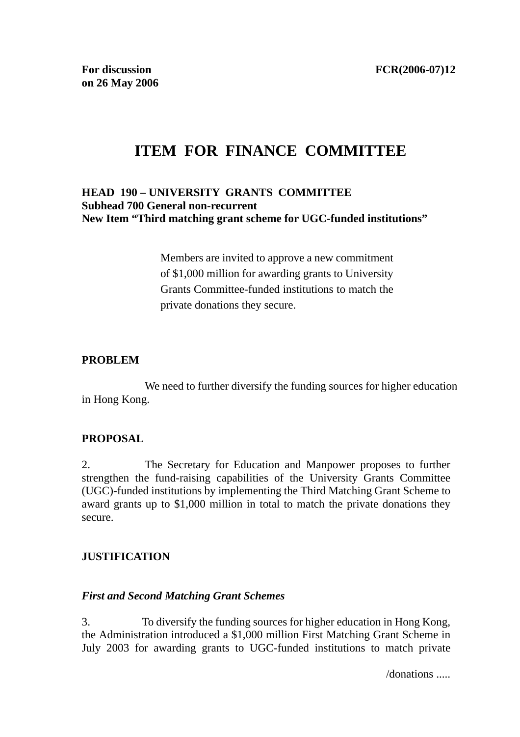**For discussion on 26 May 2006** **FCR(2006-07)12**

# ITEM FOR FINANCE COMMITTEE

**HEAD 190 – UNIVERSITY GRANTS COMMITTEE**
**Subhead 700 General non-recurrent**
**New Item "Third matching grant scheme for UGC-funded institutions"**

> Members are invited to approve a new commitment of $1,000 million for awarding grants to University Grants Committee-funded institutions to match the private donations they secure.

## PROBLEM

We need to further diversify the funding sources for higher education in Hong Kong.

## PROPOSAL

2. The Secretary for Education and Manpower proposes to further strengthen the fund-raising capabilities of the University Grants Committee (UGC)-funded institutions by implementing the Third Matching Grant Scheme to award grants up to $1,000 million in total to match the private donations they secure.

## JUSTIFICATION

### *First and Second Matching Grant Schemes*

3. To diversify the funding sources for higher education in Hong Kong, the Administration introduced a $1,000 million First Matching Grant Scheme in July 2003 for awarding grants to UGC-funded institutions to match private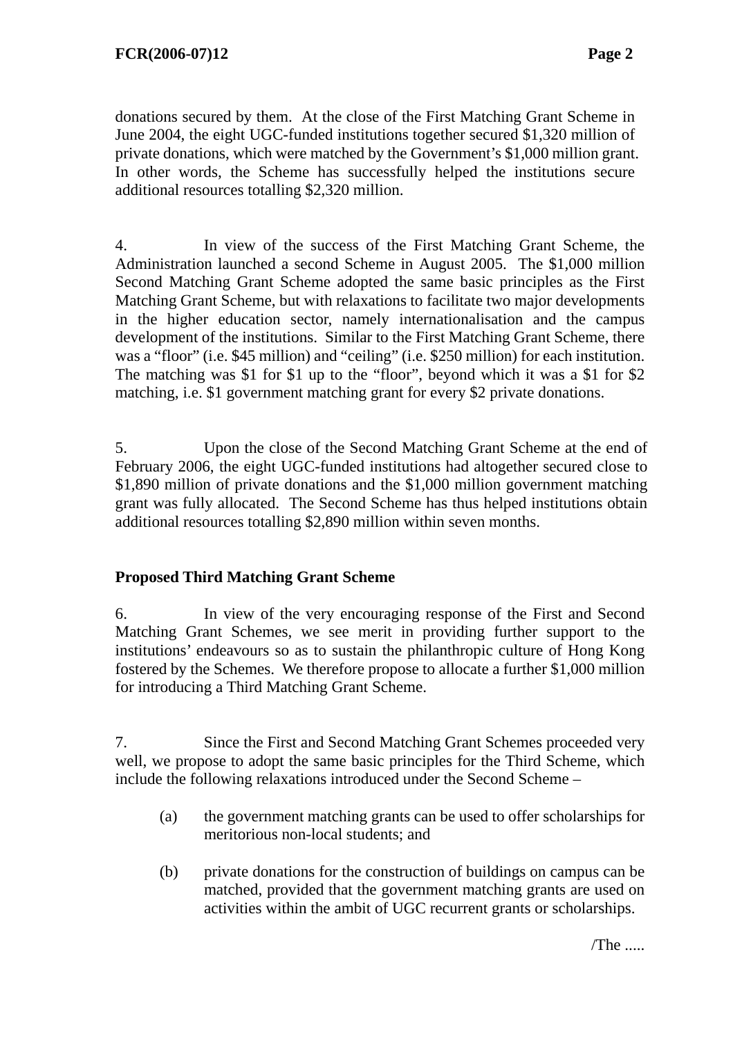donations secured by them. At the close of the First Matching Grant Scheme in June 2004, the eight UGC-funded institutions together secured $1,320 million of private donations, which were matched by the Government's $1,000 million grant. In other words, the Scheme has successfully helped the institutions secure additional resources totalling $2,320 million.

4. In view of the success of the First Matching Grant Scheme, the Administration launched a second Scheme in August 2005. The $1,000 million Second Matching Grant Scheme adopted the same basic principles as the First Matching Grant Scheme, but with relaxations to facilitate two major developments in the higher education sector, namely internationalisation and the campus development of the institutions. Similar to the First Matching Grant Scheme, there was a "floor" (i.e. $45 million) and "ceiling" (i.e. $250 million) for each institution. The matching was $1 for $1 up to the "floor", beyond which it was a $1 for $2 matching, i.e. $1 government matching grant for every $2 private donations.

5. Upon the close of the Second Matching Grant Scheme at the end of February 2006, the eight UGC-funded institutions had altogether secured close to $1,890 million of private donations and the $1,000 million government matching grant was fully allocated. The Second Scheme has thus helped institutions obtain additional resources totalling $2,890 million within seven months.

**Proposed Third Matching Grant Scheme**

6. In view of the very encouraging response of the First and Second Matching Grant Schemes, we see merit in providing further support to the institutions' endeavours so as to sustain the philanthropic culture of Hong Kong fostered by the Schemes. We therefore propose to allocate a further $1,000 million for introducing a Third Matching Grant Scheme.

7. Since the First and Second Matching Grant Schemes proceeded very well, we propose to adopt the same basic principles for the Third Scheme, which include the following relaxations introduced under the Second Scheme –

(a) the government matching grants can be used to offer scholarships for meritorious non-local students; and

(b) private donations for the construction of buildings on campus can be matched, provided that the government matching grants are used on activities within the ambit of UGC recurrent grants or scholarships.

/The .....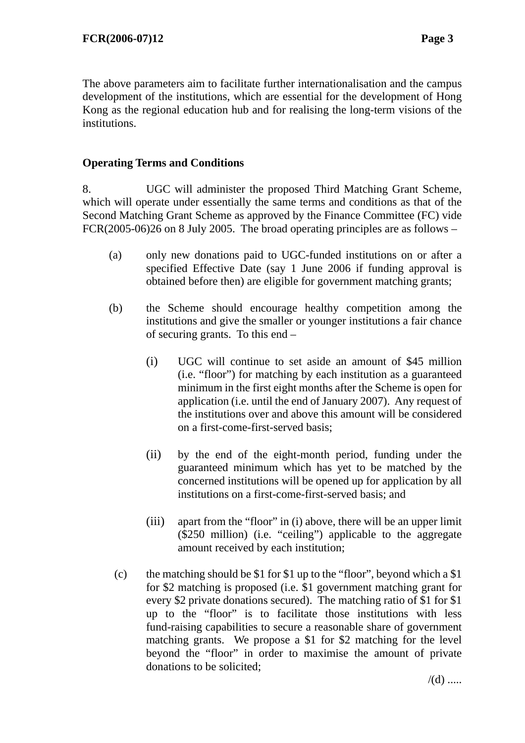The above parameters aim to facilitate further internationalisation and the campus development of the institutions, which are essential for the development of Hong Kong as the regional education hub and for realising the long-term visions of the institutions.

**Operating Terms and Conditions**

8. UGC will administer the proposed Third Matching Grant Scheme, which will operate under essentially the same terms and conditions as that of the Second Matching Grant Scheme as approved by the Finance Committee (FC) vide FCR(2005-06)26 on 8 July 2005. The broad operating principles are as follows –

(a) only new donations paid to UGC-funded institutions on or after a specified Effective Date (say 1 June 2006 if funding approval is obtained before then) are eligible for government matching grants;

(b) the Scheme should encourage healthy competition among the institutions and give the smaller or younger institutions a fair chance of securing grants. To this end –

  (i) UGC will continue to set aside an amount of $45 million (i.e. "floor") for matching by each institution as a guaranteed minimum in the first eight months after the Scheme is open for application (i.e. until the end of January 2007). Any request of the institutions over and above this amount will be considered on a first-come-first-served basis;

  (ii) by the end of the eight-month period, funding under the guaranteed minimum which has yet to be matched by the concerned institutions will be opened up for application by all institutions on a first-come-first-served basis; and

  (iii) apart from the "floor" in (i) above, there will be an upper limit ($250 million) (i.e. "ceiling") applicable to the aggregate amount received by each institution;

(c) the matching should be $1 for $1 up to the "floor", beyond which a $1 for $2 matching is proposed (i.e. $1 government matching grant for every $2 private donations secured). The matching ratio of $1 for $1 up to the "floor" is to facilitate those institutions with less fund-raising capabilities to secure a reasonable share of government matching grants. We propose a $1 for $2 matching for the level beyond the "floor" in order to maximise the amount of private donations to be solicited;

/(d) .....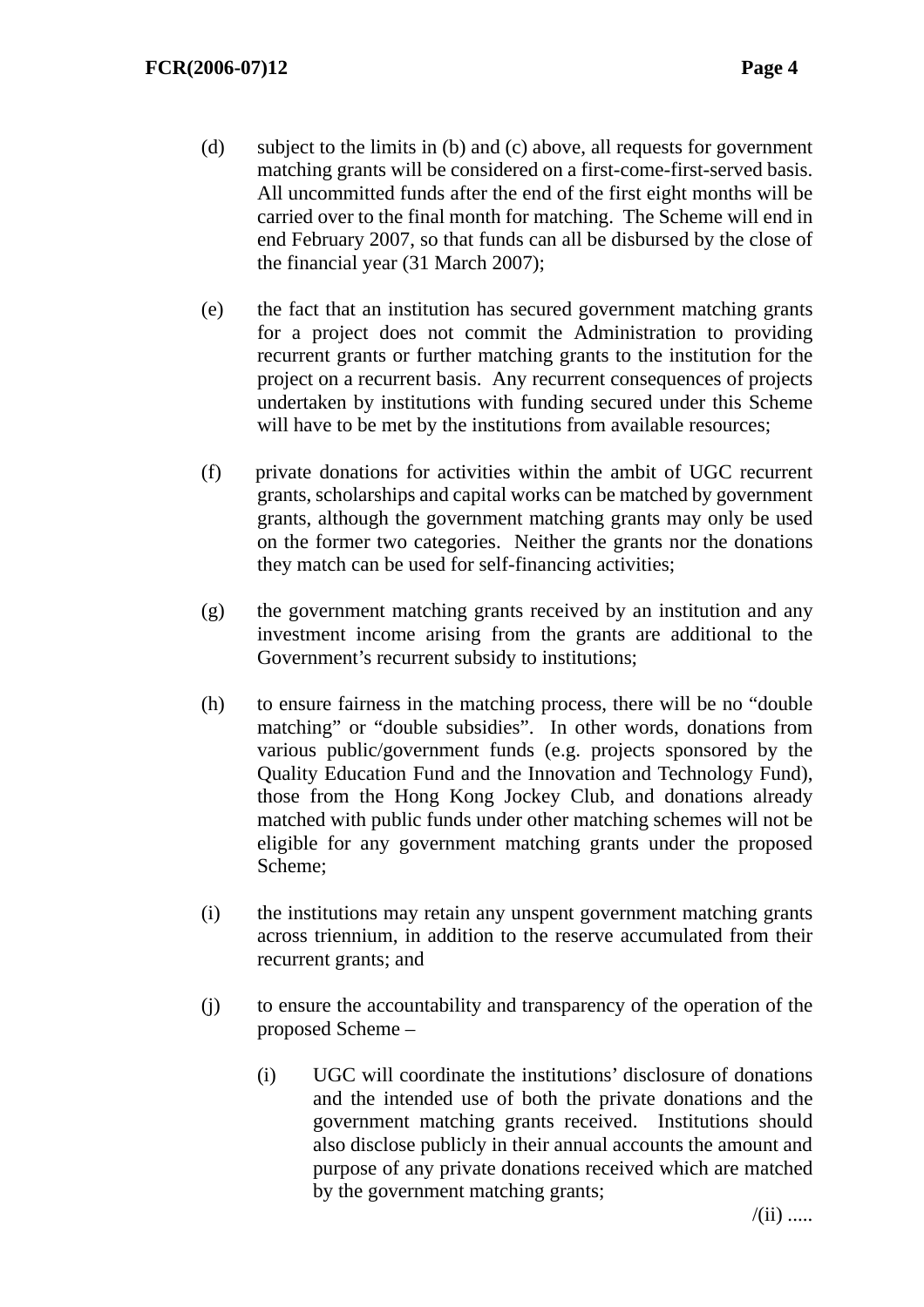(d) subject to the limits in (b) and (c) above, all requests for government matching grants will be considered on a first-come-first-served basis. All uncommitted funds after the end of the first eight months will be carried over to the final month for matching. The Scheme will end in end February 2007, so that funds can all be disbursed by the close of the financial year (31 March 2007);

(e) the fact that an institution has secured government matching grants for a project does not commit the Administration to providing recurrent grants or further matching grants to the institution for the project on a recurrent basis. Any recurrent consequences of projects undertaken by institutions with funding secured under this Scheme will have to be met by the institutions from available resources;

(f) private donations for activities within the ambit of UGC recurrent grants, scholarships and capital works can be matched by government grants, although the government matching grants may only be used on the former two categories. Neither the grants nor the donations they match can be used for self-financing activities;

(g) the government matching grants received by an institution and any investment income arising from the grants are additional to the Government's recurrent subsidy to institutions;

(h) to ensure fairness in the matching process, there will be no "double matching" or "double subsidies". In other words, donations from various public/government funds (e.g. projects sponsored by the Quality Education Fund and the Innovation and Technology Fund), those from the Hong Kong Jockey Club, and donations already matched with public funds under other matching schemes will not be eligible for any government matching grants under the proposed Scheme;

(i) the institutions may retain any unspent government matching grants across triennium, in addition to the reserve accumulated from their recurrent grants; and

(j) to ensure the accountability and transparency of the operation of the proposed Scheme –

   (i) UGC will coordinate the institutions' disclosure of donations and the intended use of both the private donations and the government matching grants received. Institutions should also disclose publicly in their annual accounts the amount and purpose of any private donations received which are matched by the government matching grants;

/(ii) .....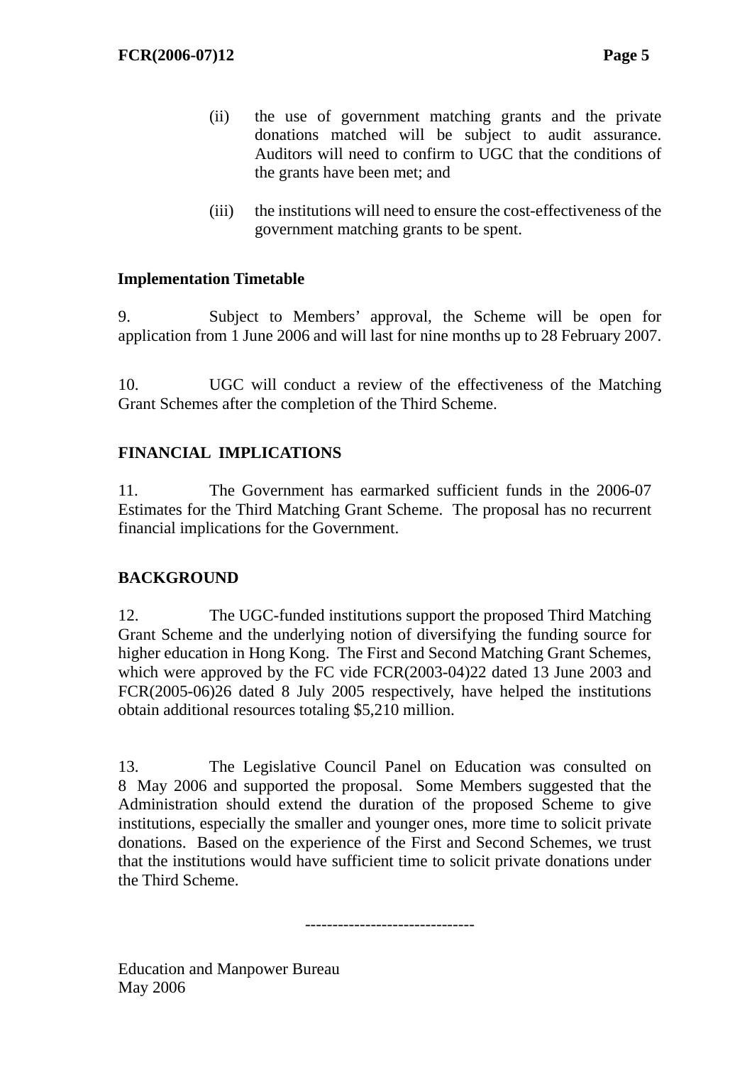(ii) the use of government matching grants and the private donations matched will be subject to audit assurance. Auditors will need to confirm to UGC that the conditions of the grants have been met; and

(iii) the institutions will need to ensure the cost-effectiveness of the government matching grants to be spent.

**Implementation Timetable**

9. Subject to Members' approval, the Scheme will be open for application from 1 June 2006 and will last for nine months up to 28 February 2007.

10. UGC will conduct a review of the effectiveness of the Matching Grant Schemes after the completion of the Third Scheme.

## FINANCIAL IMPLICATIONS

11. The Government has earmarked sufficient funds in the 2006-07 Estimates for the Third Matching Grant Scheme. The proposal has no recurrent financial implications for the Government.

## BACKGROUND

12. The UGC-funded institutions support the proposed Third Matching Grant Scheme and the underlying notion of diversifying the funding source for higher education in Hong Kong. The First and Second Matching Grant Schemes, which were approved by the FC vide FCR(2003-04)22 dated 13 June 2003 and FCR(2005-06)26 dated 8 July 2005 respectively, have helped the institutions obtain additional resources totaling $5,210 million.

13. The Legislative Council Panel on Education was consulted on 8 May 2006 and supported the proposal. Some Members suggested that the Administration should extend the duration of the proposed Scheme to give institutions, especially the smaller and younger ones, more time to solicit private donations. Based on the experience of the First and Second Schemes, we trust that the institutions would have sufficient time to solicit private donations under the Third Scheme.

------------------------------

Education and Manpower Bureau
May 2006